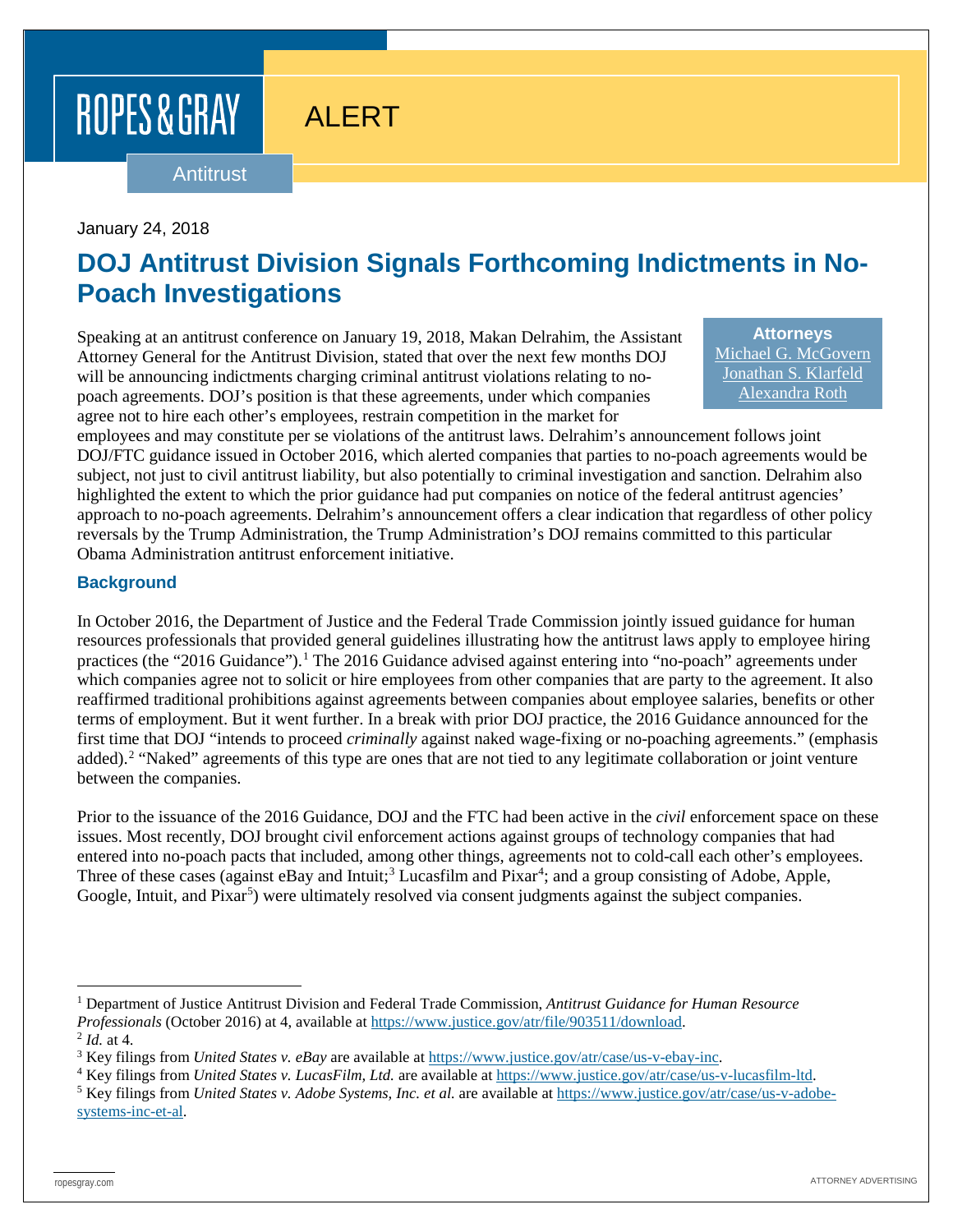ROPES & GRAY

ALERT

Antitrust

January 24, 2018

# DOJ Antitrust Division Signals Forthcoming Indictments in No-Poach Investigations

**Attorneys**
Michael G. McGovern
Jonathan S. Klarfeld
Alexandra Roth

Speaking at an antitrust conference on January 19, 2018, Makan Delrahim, the Assistant Attorney General for the Antitrust Division, stated that over the next few months DOJ will be announcing indictments charging criminal antitrust violations relating to no-poach agreements. DOJ's position is that these agreements, under which companies agree not to hire each other's employees, restrain competition in the market for employees and may constitute per se violations of the antitrust laws. Delrahim's announcement follows joint DOJ/FTC guidance issued in October 2016, which alerted companies that parties to no-poach agreements would be subject, not just to civil antitrust liability, but also potentially to criminal investigation and sanction. Delrahim also highlighted the extent to which the prior guidance had put companies on notice of the federal antitrust agencies' approach to no-poach agreements. Delrahim's announcement offers a clear indication that regardless of other policy reversals by the Trump Administration, the Trump Administration's DOJ remains committed to this particular Obama Administration antitrust enforcement initiative.

## Background

In October 2016, the Department of Justice and the Federal Trade Commission jointly issued guidance for human resources professionals that provided general guidelines illustrating how the antitrust laws apply to employee hiring practices (the "2016 Guidance").[1] The 2016 Guidance advised against entering into "no-poach" agreements under which companies agree not to solicit or hire employees from other companies that are party to the agreement. It also reaffirmed traditional prohibitions against agreements between companies about employee salaries, benefits or other terms of employment. But it went further. In a break with prior DOJ practice, the 2016 Guidance announced for the first time that DOJ "intends to proceed *criminally* against naked wage-fixing or no-poaching agreements." (emphasis added).[2] "Naked" agreements of this type are ones that are not tied to any legitimate collaboration or joint venture between the companies.

Prior to the issuance of the 2016 Guidance, DOJ and the FTC had been active in the *civil* enforcement space on these issues. Most recently, DOJ brought civil enforcement actions against groups of technology companies that had entered into no-poach pacts that included, among other things, agreements not to cold-call each other's employees. Three of these cases (against eBay and Intuit;[3] Lucasfilm and Pixar[4]; and a group consisting of Adobe, Apple, Google, Intuit, and Pixar[5]) were ultimately resolved via consent judgments against the subject companies.

---

[1] Department of Justice Antitrust Division and Federal Trade Commission, *Antitrust Guidance for Human Resource Professionals* (October 2016) at 4, available at https://www.justice.gov/atr/file/903511/download.

[2] *Id.* at 4.

[3] Key filings from *United States v. eBay* are available at https://www.justice.gov/atr/case/us-v-ebay-inc.

[4] Key filings from *United States v. LucasFilm, Ltd.* are available at https://www.justice.gov/atr/case/us-v-lucasfilm-ltd.

[5] Key filings from *United States v. Adobe Systems, Inc. et al.* are available at https://www.justice.gov/atr/case/us-v-adobe-systems-inc-et-al.

ropesgray.com

ATTORNEY ADVERTISING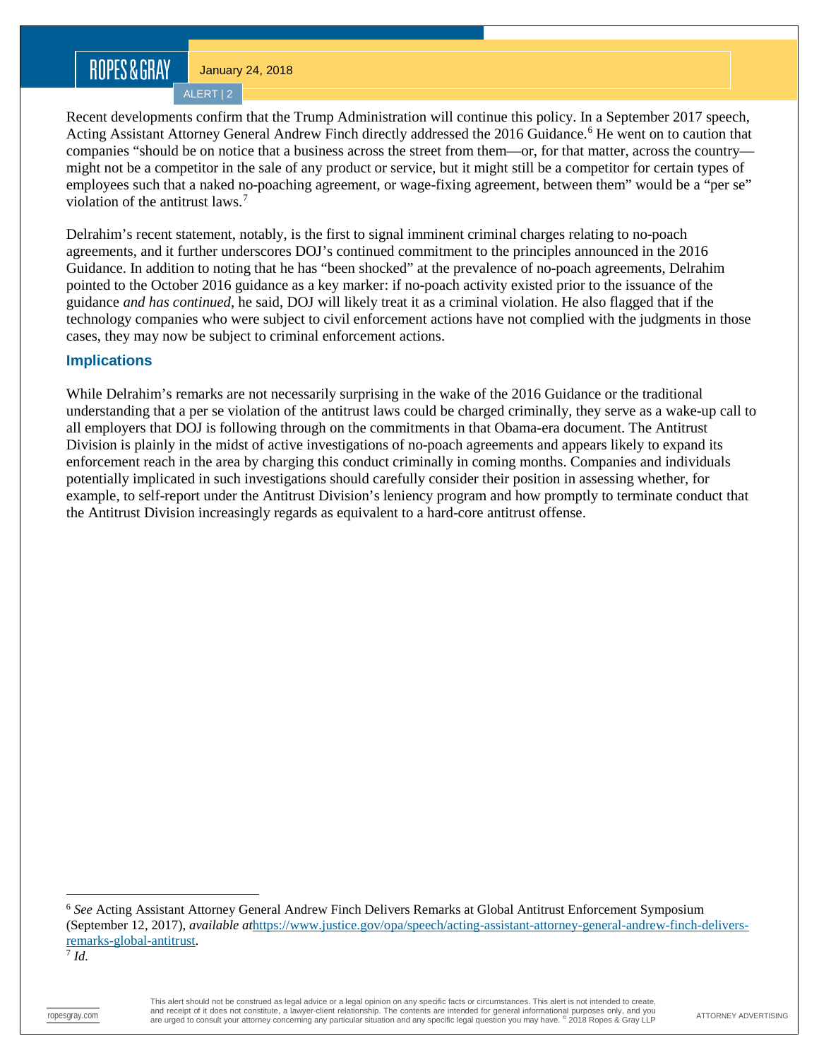Recent developments confirm that the Trump Administration will continue this policy. In a September 2017 speech, Acting Assistant Attorney General Andrew Finch directly addressed the 2016 Guidance.[6] He went on to caution that companies "should be on notice that a business across the street from them—or, for that matter, across the country—might not be a competitor in the sale of any product or service, but it might still be a competitor for certain types of employees such that a naked no-poaching agreement, or wage-fixing agreement, between them" would be a "per se" violation of the antitrust laws.[7]

Delrahim's recent statement, notably, is the first to signal imminent criminal charges relating to no-poach agreements, and it further underscores DOJ's continued commitment to the principles announced in the 2016 Guidance. In addition to noting that he has "been shocked" at the prevalence of no-poach agreements, Delrahim pointed to the October 2016 guidance as a key marker: if no-poach activity existed prior to the issuance of the guidance *and has continued*, he said, DOJ will likely treat it as a criminal violation. He also flagged that if the technology companies who were subject to civil enforcement actions have not complied with the judgments in those cases, they may now be subject to criminal enforcement actions.

## Implications

While Delrahim's remarks are not necessarily surprising in the wake of the 2016 Guidance or the traditional understanding that a per se violation of the antitrust laws could be charged criminally, they serve as a wake-up call to all employers that DOJ is following through on the commitments in that Obama-era document. The Antitrust Division is plainly in the midst of active investigations of no-poach agreements and appears likely to expand its enforcement reach in the area by charging this conduct criminally in coming months. Companies and individuals potentially implicated in such investigations should carefully consider their position in assessing whether, for example, to self-report under the Antitrust Division's leniency program and how promptly to terminate conduct that the Antitrust Division increasingly regards as equivalent to a hard-core antitrust offense.

---

[6] *See* Acting Assistant Attorney General Andrew Finch Delivers Remarks at Global Antitrust Enforcement Symposium (September 12, 2017), *available at*https://www.justice.gov/opa/speech/acting-assistant-attorney-general-andrew-finch-delivers-remarks-global-antitrust.

[7] *Id.*

This alert should not be construed as legal advice or a legal opinion on any specific facts or circumstances. This alert is not intended to create, and receipt of it does not constitute, a lawyer-client relationship. The contents are intended for general informational purposes only, and you are urged to consult your attorney concerning any particular situation and any specific legal question you may have. © 2018 Ropes & Gray LLP

ATTORNEY ADVERTISING